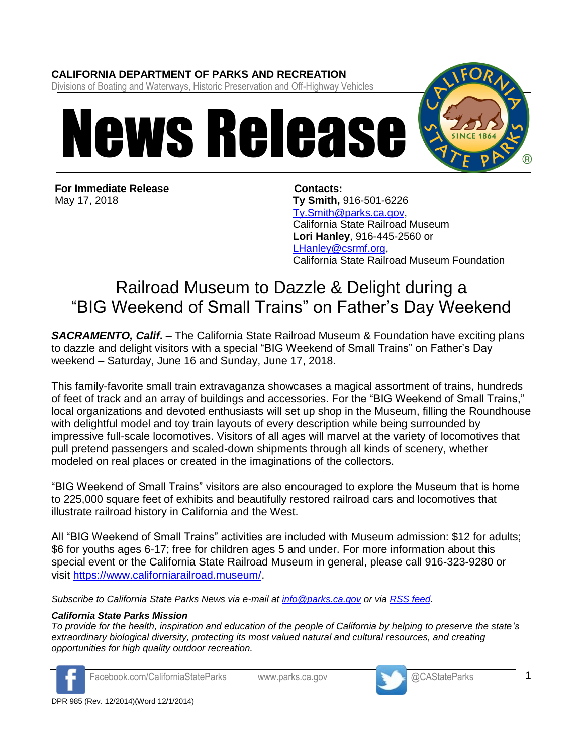**CALIFORNIA DEPARTMENT OF PARKS AND RECREATION**
Divisions of Boating and Waterways, Historic Preservation and Off-Highway Vehicles

# News Release

**For Immediate Release**
May 17, 2018

**Contacts:**
**Ty Smith,** 916-501-6226
Ty.Smith@parks.ca.gov,
California State Railroad Museum
**Lori Hanley**, 916-445-2560 or
LHanley@csrmf.org,
California State Railroad Museum Foundation

## Railroad Museum to Dazzle & Delight during a "BIG Weekend of Small Trains" on Father's Day Weekend

***SACRAMENTO, Calif*****.** – The California State Railroad Museum & Foundation have exciting plans to dazzle and delight visitors with a special "BIG Weekend of Small Trains" on Father's Day weekend – Saturday, June 16 and Sunday, June 17, 2018.

This family-favorite small train extravaganza showcases a magical assortment of trains, hundreds of feet of track and an array of buildings and accessories. For the "BIG Weekend of Small Trains," local organizations and devoted enthusiasts will set up shop in the Museum, filling the Roundhouse with delightful model and toy train layouts of every description while being surrounded by impressive full-scale locomotives. Visitors of all ages will marvel at the variety of locomotives that pull pretend passengers and scaled-down shipments through all kinds of scenery, whether modeled on real places or created in the imaginations of the collectors.

"BIG Weekend of Small Trains" visitors are also encouraged to explore the Museum that is home to 225,000 square feet of exhibits and beautifully restored railroad cars and locomotives that illustrate railroad history in California and the West.

All "BIG Weekend of Small Trains" activities are included with Museum admission: $12 for adults; $6 for youths ages 6-17; free for children ages 5 and under. For more information about this special event or the California State Railroad Museum in general, please call 916-323-9280 or visit https://www.californiarailroad.museum/.

*Subscribe to California State Parks News via e-mail at info@parks.ca.gov or via RSS feed.*

***California State Parks Mission***
*To provide for the health, inspiration and education of the people of California by helping to preserve the state's extraordinary biological diversity, protecting its most valued natural and cultural resources, and creating opportunities for high quality outdoor recreation.*

Facebook.com/CaliforniaStateParks www.parks.ca.gov @CAStateParks

DPR 985 (Rev. 12/2014)(Word 12/1/2014)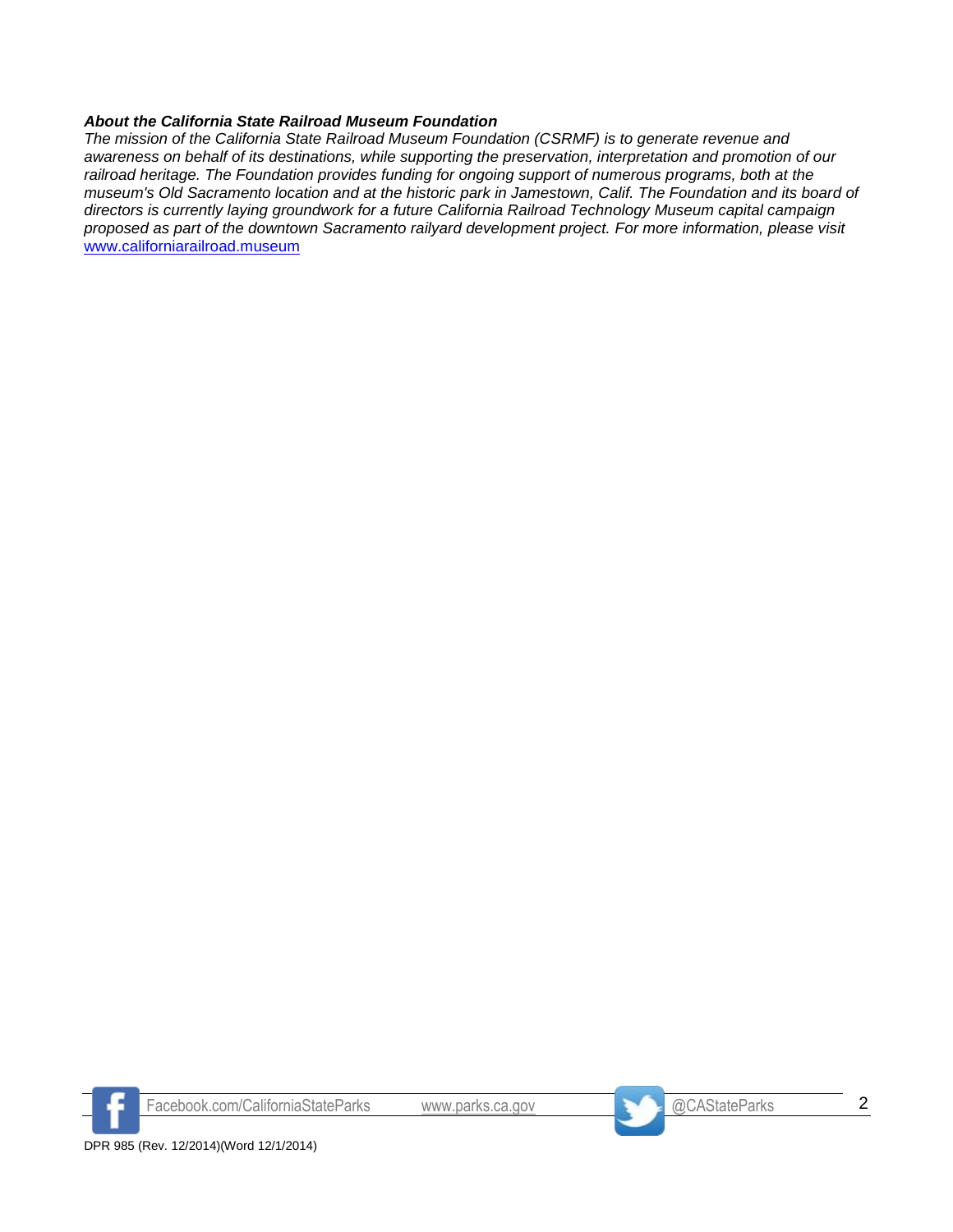***About the California State Railroad Museum Foundation***

*The mission of the California State Railroad Museum Foundation (CSRMF) is to generate revenue and awareness on behalf of its destinations, while supporting the preservation, interpretation and promotion of our railroad heritage. The Foundation provides funding for ongoing support of numerous programs, both at the museum's Old Sacramento location and at the historic park in Jamestown, Calif. The Foundation and its board of directors is currently laying groundwork for a future California Railroad Technology Museum capital campaign proposed as part of the downtown Sacramento railyard development project. For more information, please visit* [www.californiarailroad.museum](http://www.californiarailroad.museum)

Facebook.com/CaliforniaStateParks www.parks.ca.gov @CAStateParks

DPR 985 (Rev. 12/2014)(Word 12/1/2014)